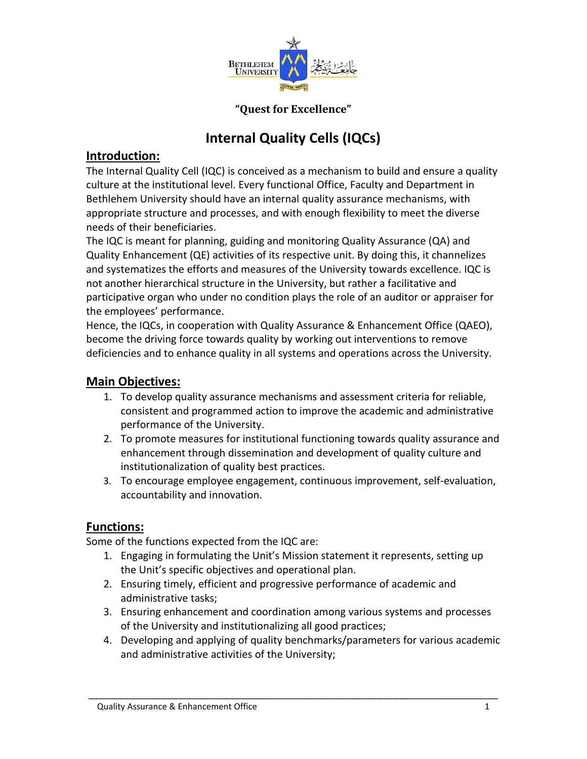**"Quest for Excellence"**

# Internal Quality Cells (IQCs)

## Introduction:

The Internal Quality Cell (IQC) is conceived as a mechanism to build and ensure a quality culture at the institutional level. Every functional Office, Faculty and Department in Bethlehem University should have an internal quality assurance mechanisms, with appropriate structure and processes, and with enough flexibility to meet the diverse needs of their beneficiaries.

The IQC is meant for planning, guiding and monitoring Quality Assurance (QA) and Quality Enhancement (QE) activities of its respective unit. By doing this, it channelizes and systematizes the efforts and measures of the University towards excellence. IQC is not another hierarchical structure in the University, but rather a facilitative and participative organ who under no condition plays the role of an auditor or appraiser for the employees' performance.

Hence, the IQCs, in cooperation with Quality Assurance & Enhancement Office (QAEO), become the driving force towards quality by working out interventions to remove deficiencies and to enhance quality in all systems and operations across the University.

## Main Objectives:

1. To develop quality assurance mechanisms and assessment criteria for reliable, consistent and programmed action to improve the academic and administrative performance of the University.
2. To promote measures for institutional functioning towards quality assurance and enhancement through dissemination and development of quality culture and institutionalization of quality best practices.
3. To encourage employee engagement, continuous improvement, self-evaluation, accountability and innovation.

## Functions:

Some of the functions expected from the IQC are:

1. Engaging in formulating the Unit's Mission statement it represents, setting up the Unit's specific objectives and operational plan.
2. Ensuring timely, efficient and progressive performance of academic and administrative tasks;
3. Ensuring enhancement and coordination among various systems and processes of the University and institutionalizing all good practices;
4. Developing and applying of quality benchmarks/parameters for various academic and administrative activities of the University;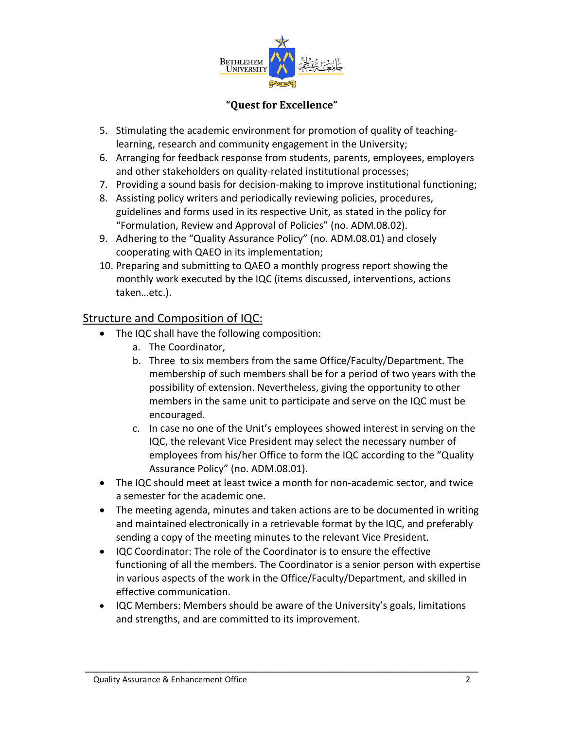5. Stimulating the academic environment for promotion of quality of teaching-learning, research and community engagement in the University;
6. Arranging for feedback response from students, parents, employees, employers and other stakeholders on quality-related institutional processes;
7. Providing a sound basis for decision-making to improve institutional functioning;
8. Assisting policy writers and periodically reviewing policies, procedures, guidelines and forms used in its respective Unit, as stated in the policy for "Formulation, Review and Approval of Policies" (no. ADM.08.02).
9. Adhering to the "Quality Assurance Policy" (no. ADM.08.01) and closely cooperating with QAEO in its implementation;
10. Preparing and submitting to QAEO a monthly progress report showing the monthly work executed by the IQC (items discussed, interventions, actions taken…etc.).

## Structure and Composition of IQC:

- The IQC shall have the following composition:
  a. The Coordinator,
  b. Three to six members from the same Office/Faculty/Department. The membership of such members shall be for a period of two years with the possibility of extension. Nevertheless, giving the opportunity to other members in the same unit to participate and serve on the IQC must be encouraged.
  c. In case no one of the Unit's employees showed interest in serving on the IQC, the relevant Vice President may select the necessary number of employees from his/her Office to form the IQC according to the "Quality Assurance Policy" (no. ADM.08.01).
- The IQC should meet at least twice a month for non-academic sector, and twice a semester for the academic one.
- The meeting agenda, minutes and taken actions are to be documented in writing and maintained electronically in a retrievable format by the IQC, and preferably sending a copy of the meeting minutes to the relevant Vice President.
- IQC Coordinator: The role of the Coordinator is to ensure the effective functioning of all the members. The Coordinator is a senior person with expertise in various aspects of the work in the Office/Faculty/Department, and skilled in effective communication.
- IQC Members: Members should be aware of the University's goals, limitations and strengths, and are committed to its improvement.